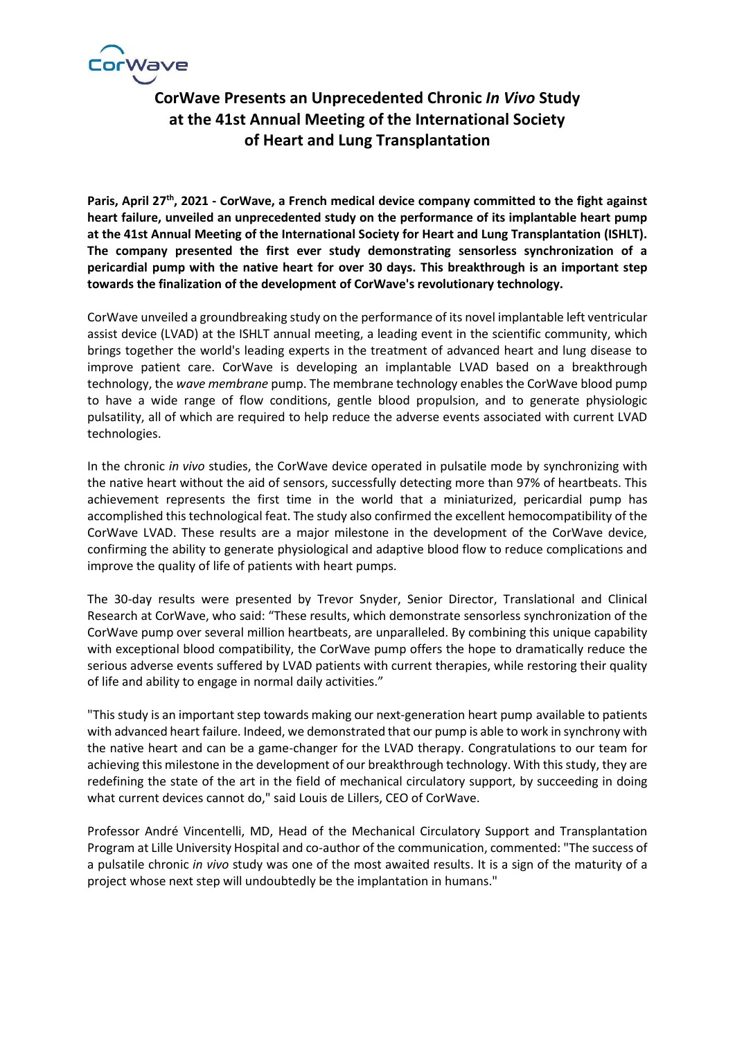# CorWave Presents an Unprecedented Chronic *In Vivo* Study at the 41st Annual Meeting of the International Society of Heart and Lung Transplantation

**Paris, April 27th, 2021 - CorWave, a French medical device company committed to the fight against heart failure, unveiled an unprecedented study on the performance of its implantable heart pump at the 41st Annual Meeting of the International Society for Heart and Lung Transplantation (ISHLT). The company presented the first ever study demonstrating sensorless synchronization of a pericardial pump with the native heart for over 30 days. This breakthrough is an important step towards the finalization of the development of CorWave's revolutionary technology.**

CorWave unveiled a groundbreaking study on the performance of its novel implantable left ventricular assist device (LVAD) at the ISHLT annual meeting, a leading event in the scientific community, which brings together the world's leading experts in the treatment of advanced heart and lung disease to improve patient care. CorWave is developing an implantable LVAD based on a breakthrough technology, the *wave membrane* pump. The membrane technology enables the CorWave blood pump to have a wide range of flow conditions, gentle blood propulsion, and to generate physiologic pulsatility, all of which are required to help reduce the adverse events associated with current LVAD technologies.

In the chronic *in vivo* studies, the CorWave device operated in pulsatile mode by synchronizing with the native heart without the aid of sensors, successfully detecting more than 97% of heartbeats. This achievement represents the first time in the world that a miniaturized, pericardial pump has accomplished this technological feat. The study also confirmed the excellent hemocompatibility of the CorWave LVAD. These results are a major milestone in the development of the CorWave device, confirming the ability to generate physiological and adaptive blood flow to reduce complications and improve the quality of life of patients with heart pumps.

The 30-day results were presented by Trevor Snyder, Senior Director, Translational and Clinical Research at CorWave, who said: “These results, which demonstrate sensorless synchronization of the CorWave pump over several million heartbeats, are unparalleled. By combining this unique capability with exceptional blood compatibility, the CorWave pump offers the hope to dramatically reduce the serious adverse events suffered by LVAD patients with current therapies, while restoring their quality of life and ability to engage in normal daily activities.”

"This study is an important step towards making our next-generation heart pump available to patients with advanced heart failure. Indeed, we demonstrated that our pump is able to work in synchrony with the native heart and can be a game-changer for the LVAD therapy. Congratulations to our team for achieving this milestone in the development of our breakthrough technology. With this study, they are redefining the state of the art in the field of mechanical circulatory support, by succeeding in doing what current devices cannot do," said Louis de Lillers, CEO of CorWave.

Professor André Vincentelli, MD, Head of the Mechanical Circulatory Support and Transplantation Program at Lille University Hospital and co-author of the communication, commented: "The success of a pulsatile chronic *in vivo* study was one of the most awaited results. It is a sign of the maturity of a project whose next step will undoubtedly be the implantation in humans."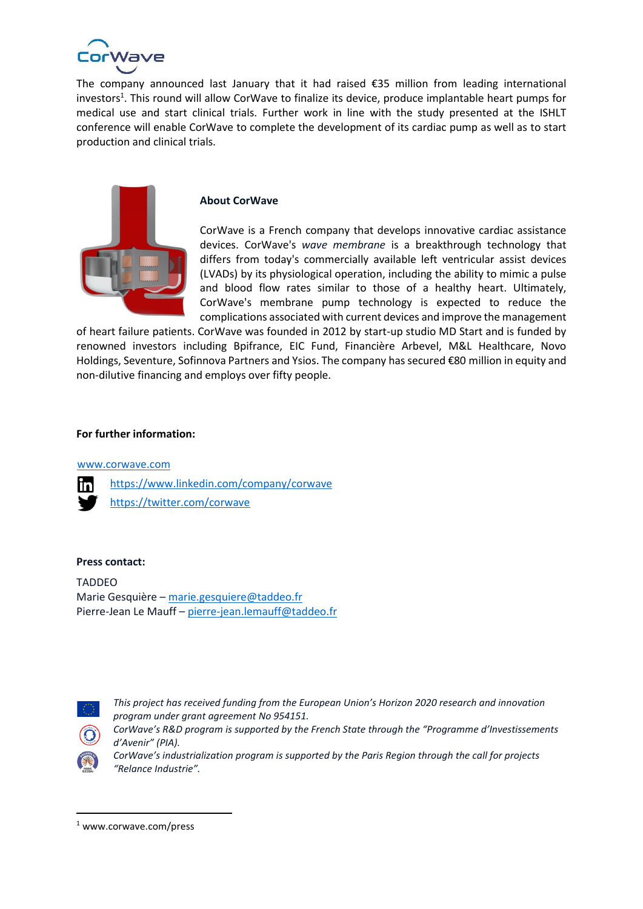The company announced last January that it had raised €35 million from leading international investors[1]. This round will allow CorWave to finalize its device, produce implantable heart pumps for medical use and start clinical trials. Further work in line with the study presented at the ISHLT conference will enable CorWave to complete the development of its cardiac pump as well as to start production and clinical trials.

**About CorWave**

CorWave is a French company that develops innovative cardiac assistance devices. CorWave's *wave membrane* is a breakthrough technology that differs from today's commercially available left ventricular assist devices (LVADs) by its physiological operation, including the ability to mimic a pulse and blood flow rates similar to those of a healthy heart. Ultimately, CorWave's membrane pump technology is expected to reduce the complications associated with current devices and improve the management of heart failure patients. CorWave was founded in 2012 by start-up studio MD Start and is funded by renowned investors including Bpifrance, EIC Fund, Financière Arbevel, M&L Healthcare, Novo Holdings, Seventure, Sofinnova Partners and Ysios. The company has secured €80 million in equity and non-dilutive financing and employs over fifty people.

**For further information:**

[www.corwave.com](www.corwave.com)

[https://www.linkedin.com/company/corwave](https://www.linkedin.com/company/corwave)

[https://twitter.com/corwave](https://twitter.com/corwave)

**Press contact:**

TADDEO
Marie Gesquière – marie.gesquiere@taddeo.fr
Pierre-Jean Le Mauff – pierre-jean.lemauff@taddeo.fr

*This project has received funding from the European Union's Horizon 2020 research and innovation program under grant agreement No 954151.*

*CorWave's R&D program is supported by the French State through the "Programme d'Investissements d'Avenir" (PIA).*

*CorWave's industrialization program is supported by the Paris Region through the call for projects "Relance Industrie".*

---

[1] www.corwave.com/press